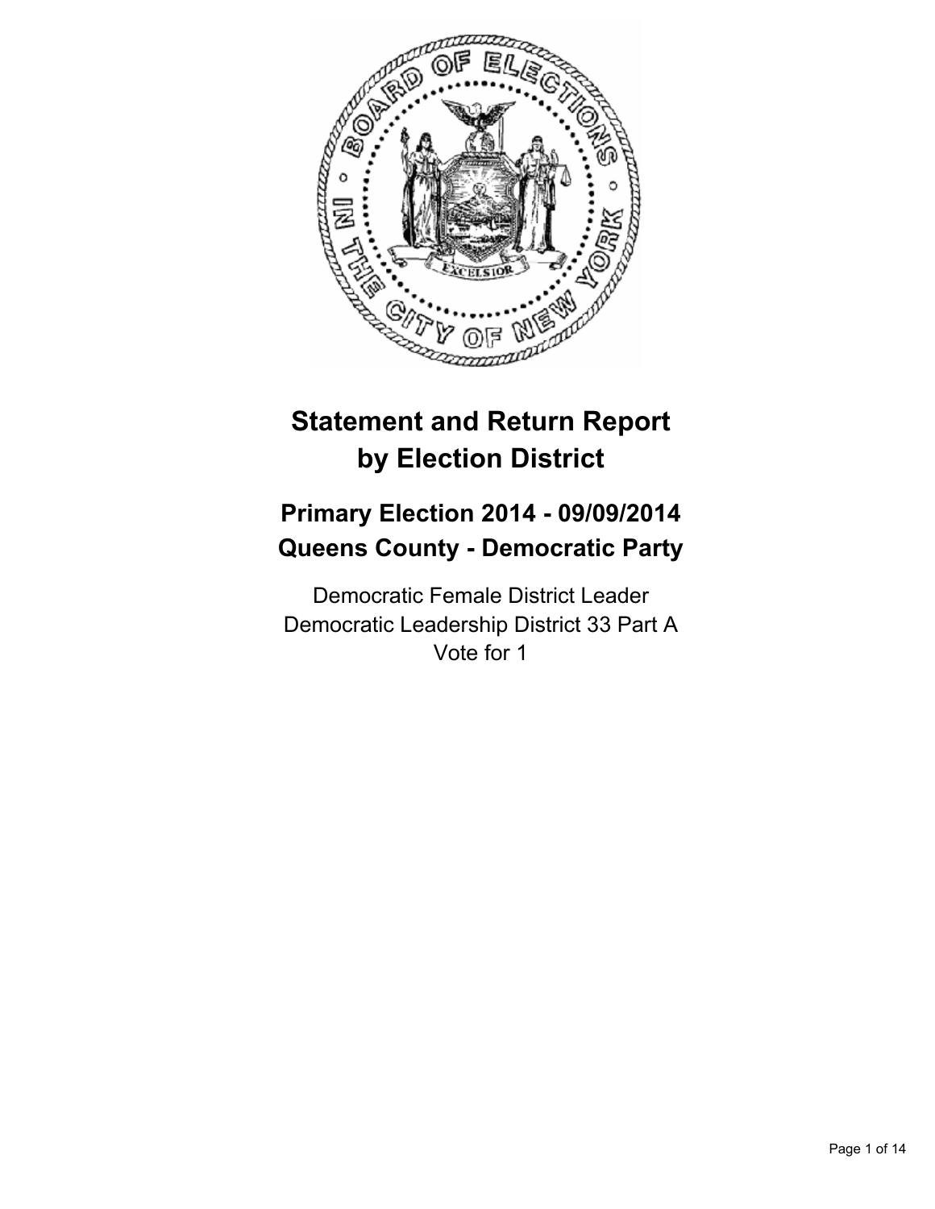# Statement and Return Report by Election District

## Primary Election 2014 - 09/09/2014
## Queens County - Democratic Party

Democratic Female District Leader
Democratic Leadership District 33 Part A
Vote for 1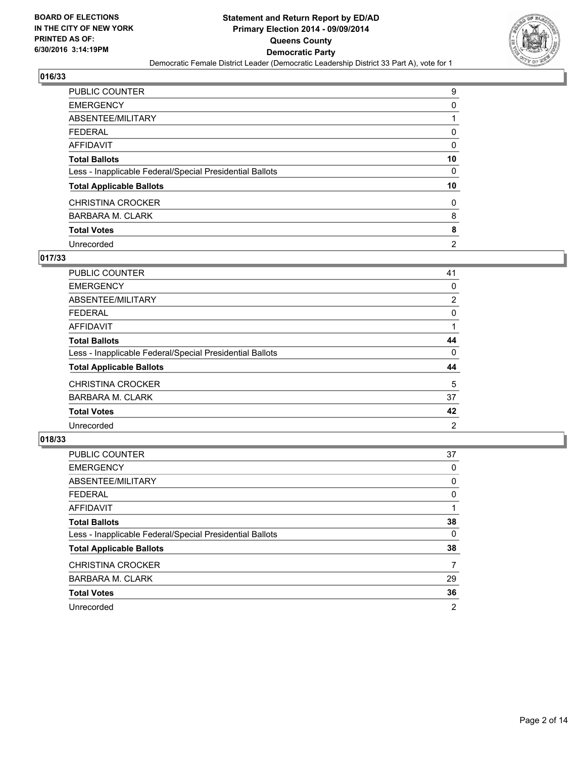**BOARD OF ELECTIONS IN THE CITY OF NEW YORK PRINTED AS OF: 6/30/2016 3:14:19PM**

**Statement and Return Report by ED/AD**
**Primary Election 2014 - 09/09/2014**
**Queens County**
**Democratic Party**
Democratic Female District Leader (Democratic Leadership District 33 Part A), vote for 1

### 016/33

| | |
|---|---|
| PUBLIC COUNTER | 9 |
| EMERGENCY | 0 |
| ABSENTEE/MILITARY | 1 |
| FEDERAL | 0 |
| AFFIDAVIT | 0 |
| **Total Ballots** | **10** |
| Less - Inapplicable Federal/Special Presidential Ballots | 0 |
| **Total Applicable Ballots** | **10** |
| CHRISTINA CROCKER | 0 |
| BARBARA M. CLARK | 8 |
| **Total Votes** | **8** |
| Unrecorded | 2 |

### 017/33

| | |
|---|---|
| PUBLIC COUNTER | 41 |
| EMERGENCY | 0 |
| ABSENTEE/MILITARY | 2 |
| FEDERAL | 0 |
| AFFIDAVIT | 1 |
| **Total Ballots** | **44** |
| Less - Inapplicable Federal/Special Presidential Ballots | 0 |
| **Total Applicable Ballots** | **44** |
| CHRISTINA CROCKER | 5 |
| BARBARA M. CLARK | 37 |
| **Total Votes** | **42** |
| Unrecorded | 2 |

### 018/33

| | |
|---|---|
| PUBLIC COUNTER | 37 |
| EMERGENCY | 0 |
| ABSENTEE/MILITARY | 0 |
| FEDERAL | 0 |
| AFFIDAVIT | 1 |
| **Total Ballots** | **38** |
| Less - Inapplicable Federal/Special Presidential Ballots | 0 |
| **Total Applicable Ballots** | **38** |
| CHRISTINA CROCKER | 7 |
| BARBARA M. CLARK | 29 |
| **Total Votes** | **36** |
| Unrecorded | 2 |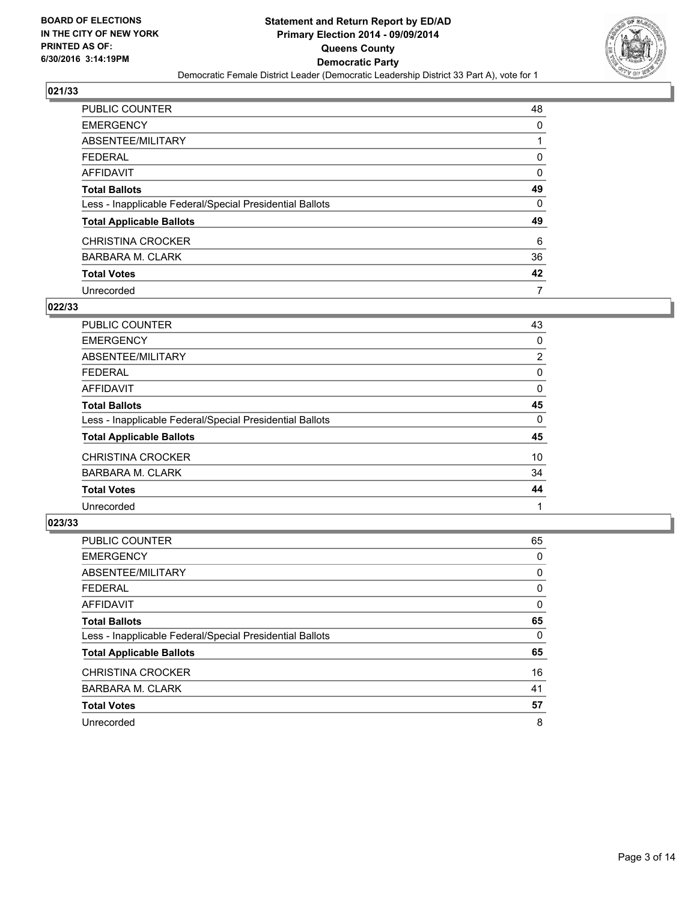**BOARD OF ELECTIONS IN THE CITY OF NEW YORK PRINTED AS OF: 6/30/2016 3:14:19PM**

# Statement and Return Report by ED/AD
## Primary Election 2014 - 09/09/2014
## Queens County
## Democratic Party
Democratic Female District Leader (Democratic Leadership District 33 Part A), vote for 1

### 021/33

| | |
|---|---|
| PUBLIC COUNTER | 48 |
| EMERGENCY | 0 |
| ABSENTEE/MILITARY | 1 |
| FEDERAL | 0 |
| AFFIDAVIT | 0 |
| **Total Ballots** | **49** |
| Less - Inapplicable Federal/Special Presidential Ballots | 0 |
| **Total Applicable Ballots** | **49** |
| CHRISTINA CROCKER | 6 |
| BARBARA M. CLARK | 36 |
| **Total Votes** | **42** |
| Unrecorded | 7 |

### 022/33

| | |
|---|---|
| PUBLIC COUNTER | 43 |
| EMERGENCY | 0 |
| ABSENTEE/MILITARY | 2 |
| FEDERAL | 0 |
| AFFIDAVIT | 0 |
| **Total Ballots** | **45** |
| Less - Inapplicable Federal/Special Presidential Ballots | 0 |
| **Total Applicable Ballots** | **45** |
| CHRISTINA CROCKER | 10 |
| BARBARA M. CLARK | 34 |
| **Total Votes** | **44** |
| Unrecorded | 1 |

### 023/33

| | |
|---|---|
| PUBLIC COUNTER | 65 |
| EMERGENCY | 0 |
| ABSENTEE/MILITARY | 0 |
| FEDERAL | 0 |
| AFFIDAVIT | 0 |
| **Total Ballots** | **65** |
| Less - Inapplicable Federal/Special Presidential Ballots | 0 |
| **Total Applicable Ballots** | **65** |
| CHRISTINA CROCKER | 16 |
| BARBARA M. CLARK | 41 |
| **Total Votes** | **57** |
| Unrecorded | 8 |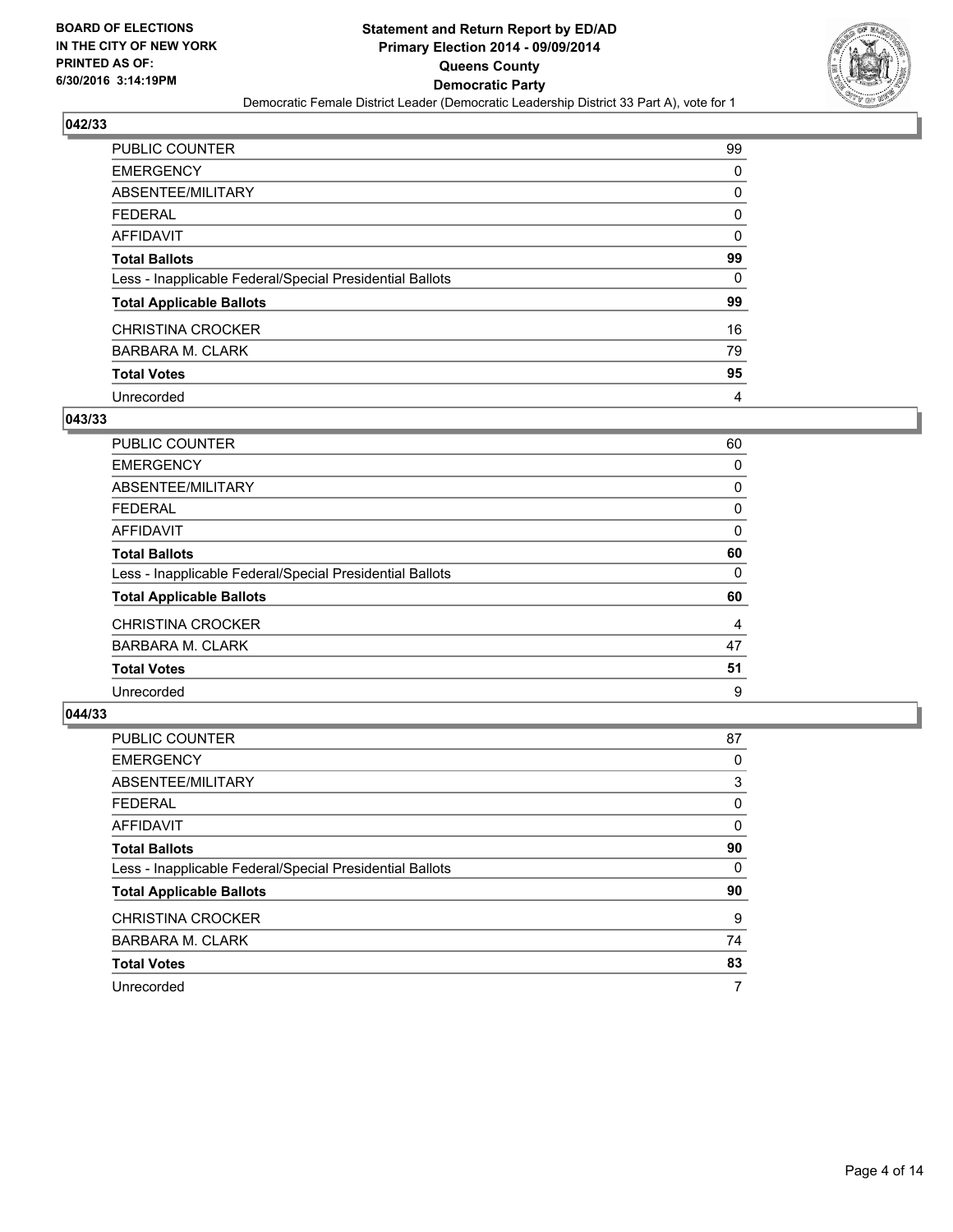**BOARD OF ELECTIONS IN THE CITY OF NEW YORK PRINTED AS OF: 6/30/2016 3:14:19PM**

**Statement and Return Report by ED/AD Primary Election 2014 - 09/09/2014 Queens County Democratic Party**

Democratic Female District Leader (Democratic Leadership District 33 Part A), vote for 1

### 042/33

| | |
|---|---|
| PUBLIC COUNTER | 99 |
| EMERGENCY | 0 |
| ABSENTEE/MILITARY | 0 |
| FEDERAL | 0 |
| AFFIDAVIT | 0 |
| **Total Ballots** | **99** |
| Less - Inapplicable Federal/Special Presidential Ballots | 0 |
| **Total Applicable Ballots** | **99** |
| CHRISTINA CROCKER | 16 |
| BARBARA M. CLARK | 79 |
| **Total Votes** | **95** |
| Unrecorded | 4 |

### 043/33

| | |
|---|---|
| PUBLIC COUNTER | 60 |
| EMERGENCY | 0 |
| ABSENTEE/MILITARY | 0 |
| FEDERAL | 0 |
| AFFIDAVIT | 0 |
| **Total Ballots** | **60** |
| Less - Inapplicable Federal/Special Presidential Ballots | 0 |
| **Total Applicable Ballots** | **60** |
| CHRISTINA CROCKER | 4 |
| BARBARA M. CLARK | 47 |
| **Total Votes** | **51** |
| Unrecorded | 9 |

### 044/33

| | |
|---|---|
| PUBLIC COUNTER | 87 |
| EMERGENCY | 0 |
| ABSENTEE/MILITARY | 3 |
| FEDERAL | 0 |
| AFFIDAVIT | 0 |
| **Total Ballots** | **90** |
| Less - Inapplicable Federal/Special Presidential Ballots | 0 |
| **Total Applicable Ballots** | **90** |
| CHRISTINA CROCKER | 9 |
| BARBARA M. CLARK | 74 |
| **Total Votes** | **83** |
| Unrecorded | 7 |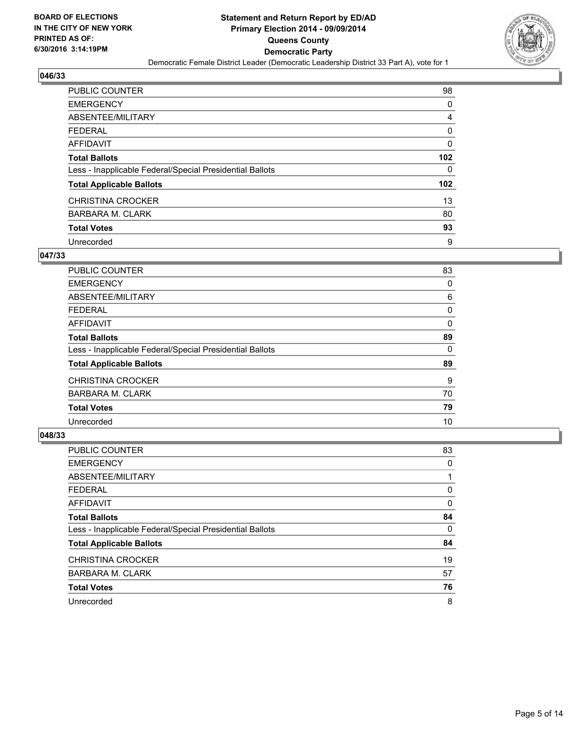**BOARD OF ELECTIONS IN THE CITY OF NEW YORK PRINTED AS OF: 6/30/2016 3:14:19PM**

# Statement and Return Report by ED/AD
## Primary Election 2014 - 09/09/2014
## Queens County
## Democratic Party
Democratic Female District Leader (Democratic Leadership District 33 Part A), vote for 1

### 046/33

| | |
|---|---|
| PUBLIC COUNTER | 98 |
| EMERGENCY | 0 |
| ABSENTEE/MILITARY | 4 |
| FEDERAL | 0 |
| AFFIDAVIT | 0 |
| **Total Ballots** | **102** |
| Less - Inapplicable Federal/Special Presidential Ballots | 0 |
| **Total Applicable Ballots** | **102** |
| CHRISTINA CROCKER | 13 |
| BARBARA M. CLARK | 80 |
| **Total Votes** | **93** |
| Unrecorded | 9 |

### 047/33

| | |
|---|---|
| PUBLIC COUNTER | 83 |
| EMERGENCY | 0 |
| ABSENTEE/MILITARY | 6 |
| FEDERAL | 0 |
| AFFIDAVIT | 0 |
| **Total Ballots** | **89** |
| Less - Inapplicable Federal/Special Presidential Ballots | 0 |
| **Total Applicable Ballots** | **89** |
| CHRISTINA CROCKER | 9 |
| BARBARA M. CLARK | 70 |
| **Total Votes** | **79** |
| Unrecorded | 10 |

### 048/33

| | |
|---|---|
| PUBLIC COUNTER | 83 |
| EMERGENCY | 0 |
| ABSENTEE/MILITARY | 1 |
| FEDERAL | 0 |
| AFFIDAVIT | 0 |
| **Total Ballots** | **84** |
| Less - Inapplicable Federal/Special Presidential Ballots | 0 |
| **Total Applicable Ballots** | **84** |
| CHRISTINA CROCKER | 19 |
| BARBARA M. CLARK | 57 |
| **Total Votes** | **76** |
| Unrecorded | 8 |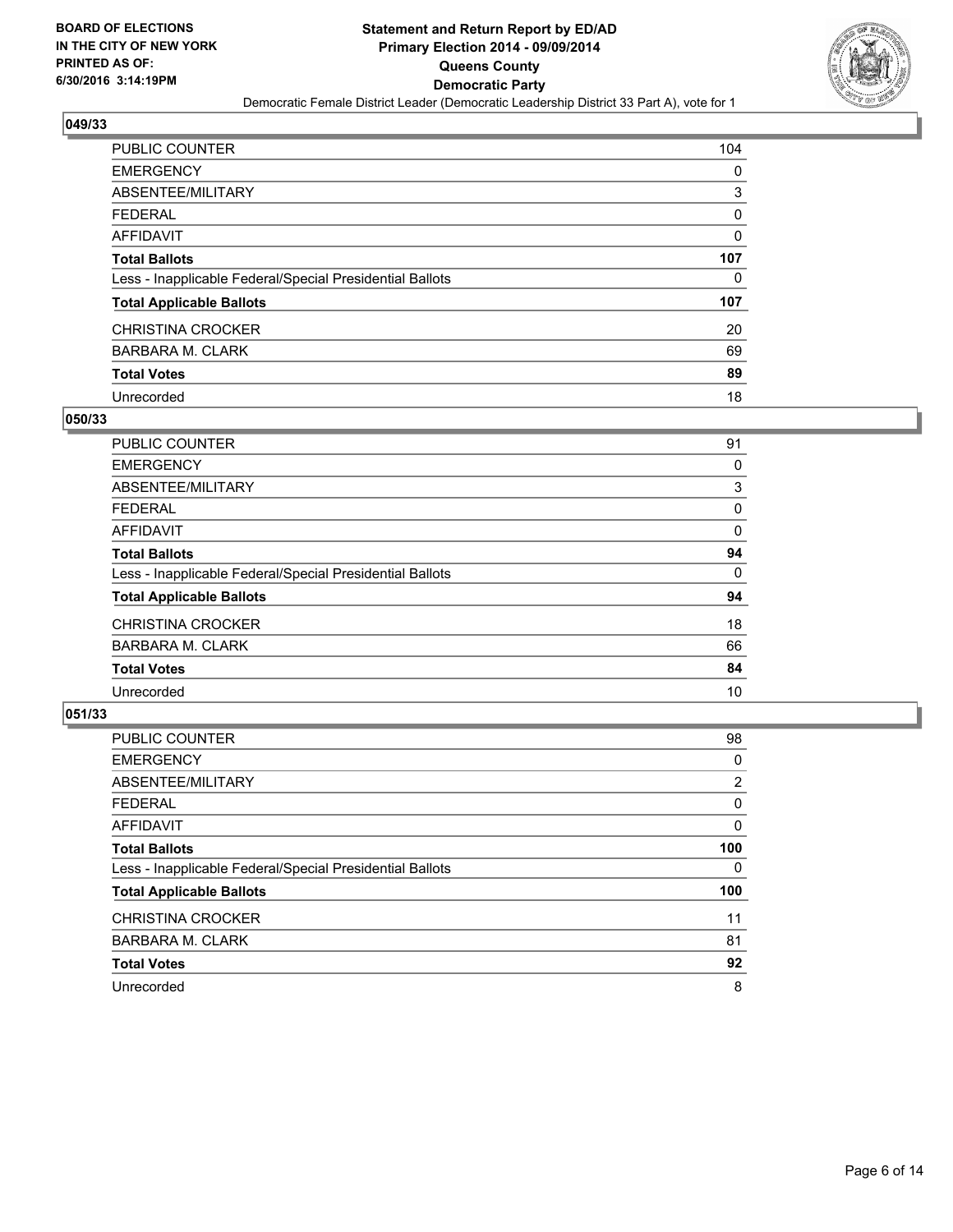**BOARD OF ELECTIONS IN THE CITY OF NEW YORK PRINTED AS OF: 6/30/2016 3:14:19PM**

**Statement and Return Report by ED/AD**
**Primary Election 2014 - 09/09/2014**
**Queens County**
**Democratic Party**
Democratic Female District Leader (Democratic Leadership District 33 Part A), vote for 1

### 049/33

| | |
|---|---|
| PUBLIC COUNTER | 104 |
| EMERGENCY | 0 |
| ABSENTEE/MILITARY | 3 |
| FEDERAL | 0 |
| AFFIDAVIT | 0 |
| **Total Ballots** | **107** |
| Less - Inapplicable Federal/Special Presidential Ballots | 0 |
| **Total Applicable Ballots** | **107** |
| CHRISTINA CROCKER | 20 |
| BARBARA M. CLARK | 69 |
| **Total Votes** | **89** |
| Unrecorded | 18 |

### 050/33

| | |
|---|---|
| PUBLIC COUNTER | 91 |
| EMERGENCY | 0 |
| ABSENTEE/MILITARY | 3 |
| FEDERAL | 0 |
| AFFIDAVIT | 0 |
| **Total Ballots** | **94** |
| Less - Inapplicable Federal/Special Presidential Ballots | 0 |
| **Total Applicable Ballots** | **94** |
| CHRISTINA CROCKER | 18 |
| BARBARA M. CLARK | 66 |
| **Total Votes** | **84** |
| Unrecorded | 10 |

### 051/33

| | |
|---|---|
| PUBLIC COUNTER | 98 |
| EMERGENCY | 0 |
| ABSENTEE/MILITARY | 2 |
| FEDERAL | 0 |
| AFFIDAVIT | 0 |
| **Total Ballots** | **100** |
| Less - Inapplicable Federal/Special Presidential Ballots | 0 |
| **Total Applicable Ballots** | **100** |
| CHRISTINA CROCKER | 11 |
| BARBARA M. CLARK | 81 |
| **Total Votes** | **92** |
| Unrecorded | 8 |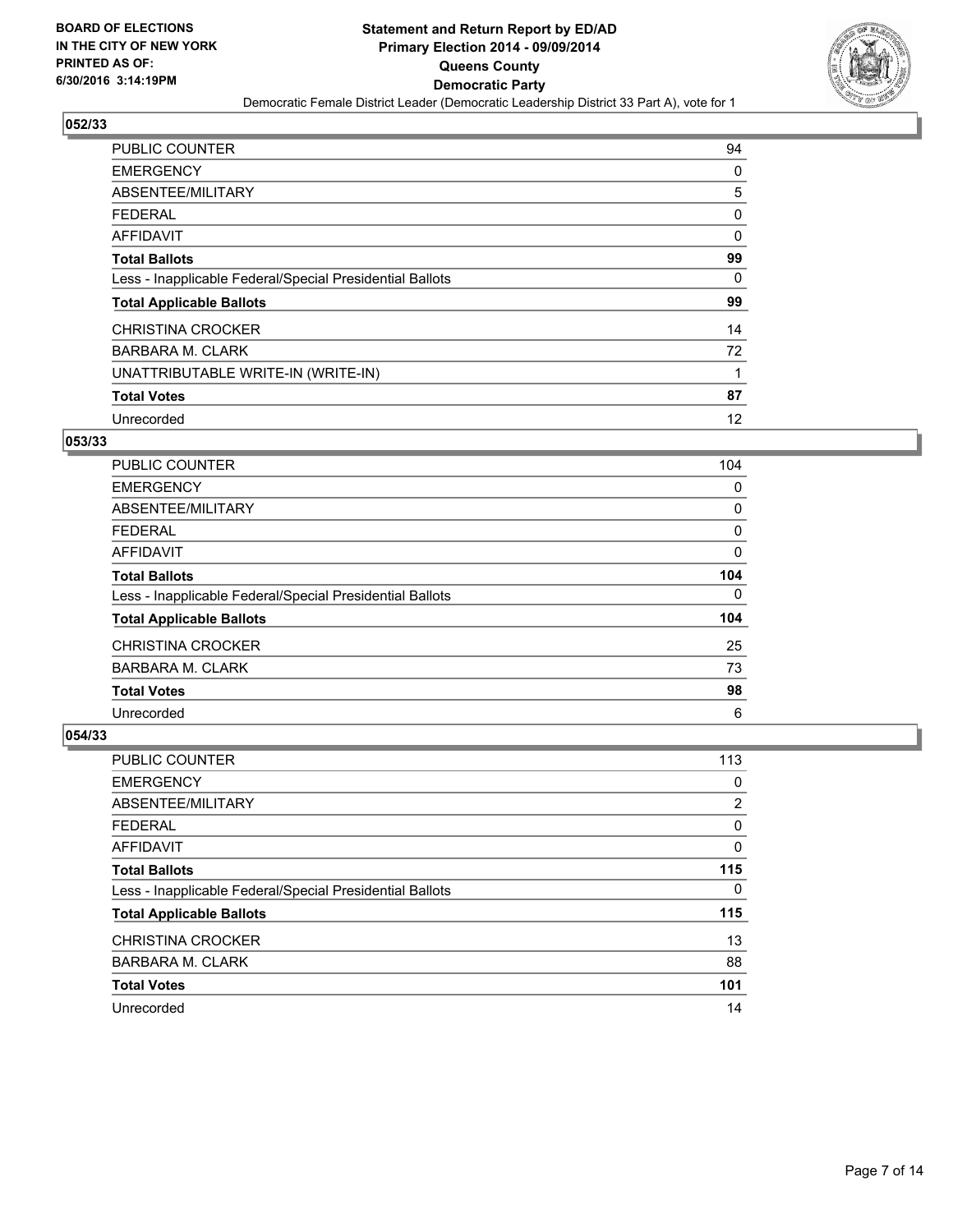**BOARD OF ELECTIONS IN THE CITY OF NEW YORK PRINTED AS OF: 6/30/2016 3:14:19PM**

**Statement and Return Report by ED/AD Primary Election 2014 - 09/09/2014 Queens County Democratic Party**

Democratic Female District Leader (Democratic Leadership District 33 Part A), vote for 1

## 052/33

| | |
|---|---|
| PUBLIC COUNTER | 94 |
| EMERGENCY | 0 |
| ABSENTEE/MILITARY | 5 |
| FEDERAL | 0 |
| AFFIDAVIT | 0 |
| **Total Ballots** | **99** |
| Less - Inapplicable Federal/Special Presidential Ballots | 0 |
| **Total Applicable Ballots** | **99** |
| CHRISTINA CROCKER | 14 |
| BARBARA M. CLARK | 72 |
| UNATTRIBUTABLE WRITE-IN (WRITE-IN) | 1 |
| **Total Votes** | **87** |
| Unrecorded | 12 |

## 053/33

| | |
|---|---|
| PUBLIC COUNTER | 104 |
| EMERGENCY | 0 |
| ABSENTEE/MILITARY | 0 |
| FEDERAL | 0 |
| AFFIDAVIT | 0 |
| **Total Ballots** | **104** |
| Less - Inapplicable Federal/Special Presidential Ballots | 0 |
| **Total Applicable Ballots** | **104** |
| CHRISTINA CROCKER | 25 |
| BARBARA M. CLARK | 73 |
| **Total Votes** | **98** |
| Unrecorded | 6 |

## 054/33

| | |
|---|---|
| PUBLIC COUNTER | 113 |
| EMERGENCY | 0 |
| ABSENTEE/MILITARY | 2 |
| FEDERAL | 0 |
| AFFIDAVIT | 0 |
| **Total Ballots** | **115** |
| Less - Inapplicable Federal/Special Presidential Ballots | 0 |
| **Total Applicable Ballots** | **115** |
| CHRISTINA CROCKER | 13 |
| BARBARA M. CLARK | 88 |
| **Total Votes** | **101** |
| Unrecorded | 14 |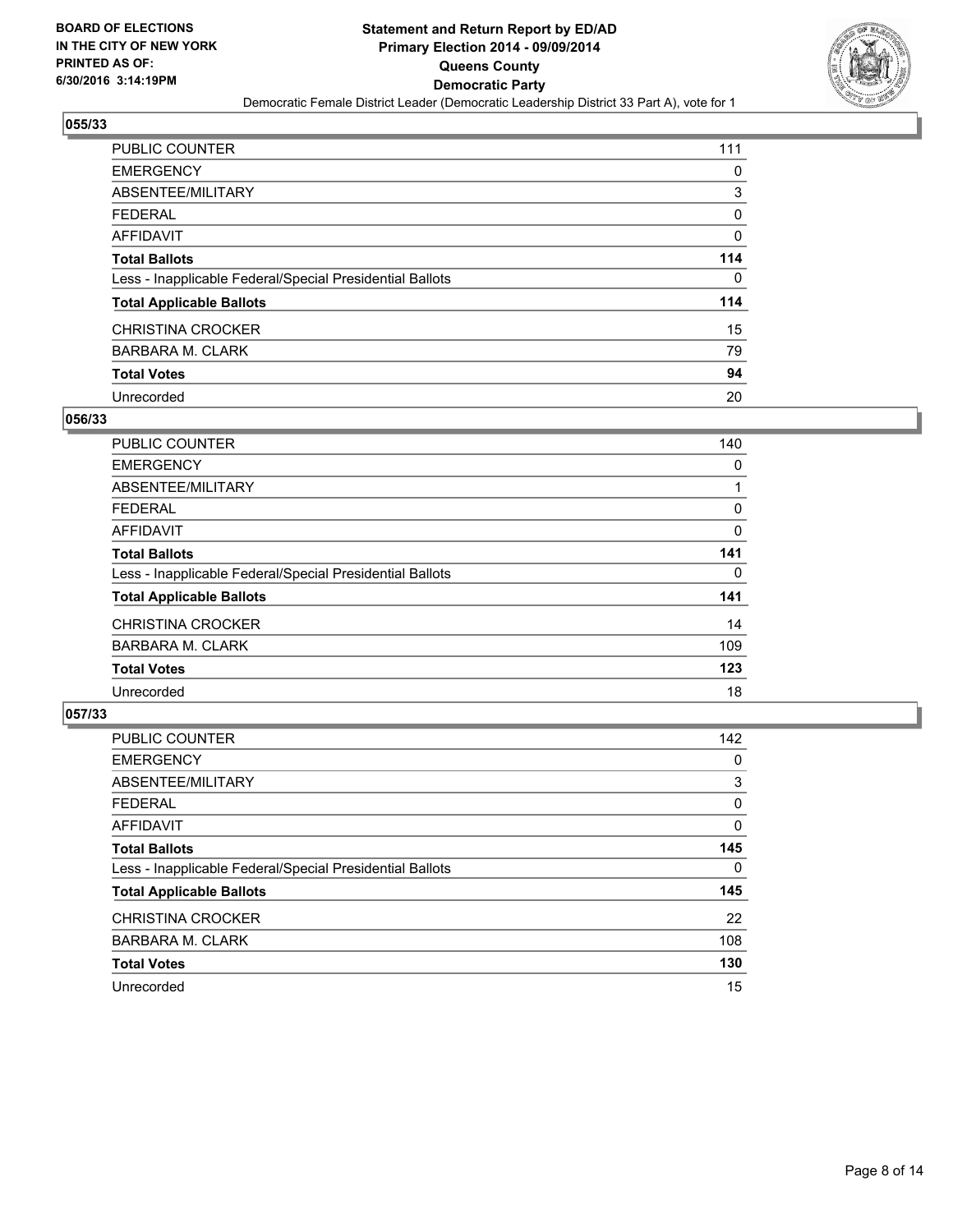**BOARD OF ELECTIONS IN THE CITY OF NEW YORK PRINTED AS OF: 6/30/2016 3:14:19PM**

# Statement and Return Report by ED/AD
## Primary Election 2014 - 09/09/2014
## Queens County
## Democratic Party
### Democratic Female District Leader (Democratic Leadership District 33 Part A), vote for 1

**055/33**

| | |
|---|---|
| PUBLIC COUNTER | 111 |
| EMERGENCY | 0 |
| ABSENTEE/MILITARY | 3 |
| FEDERAL | 0 |
| AFFIDAVIT | 0 |
| **Total Ballots** | **114** |
| Less - Inapplicable Federal/Special Presidential Ballots | 0 |
| **Total Applicable Ballots** | **114** |
| CHRISTINA CROCKER | 15 |
| BARBARA M. CLARK | 79 |
| **Total Votes** | **94** |
| Unrecorded | 20 |

**056/33**

| | |
|---|---|
| PUBLIC COUNTER | 140 |
| EMERGENCY | 0 |
| ABSENTEE/MILITARY | 1 |
| FEDERAL | 0 |
| AFFIDAVIT | 0 |
| **Total Ballots** | **141** |
| Less - Inapplicable Federal/Special Presidential Ballots | 0 |
| **Total Applicable Ballots** | **141** |
| CHRISTINA CROCKER | 14 |
| BARBARA M. CLARK | 109 |
| **Total Votes** | **123** |
| Unrecorded | 18 |

**057/33**

| | |
|---|---|
| PUBLIC COUNTER | 142 |
| EMERGENCY | 0 |
| ABSENTEE/MILITARY | 3 |
| FEDERAL | 0 |
| AFFIDAVIT | 0 |
| **Total Ballots** | **145** |
| Less - Inapplicable Federal/Special Presidential Ballots | 0 |
| **Total Applicable Ballots** | **145** |
| CHRISTINA CROCKER | 22 |
| BARBARA M. CLARK | 108 |
| **Total Votes** | **130** |
| Unrecorded | 15 |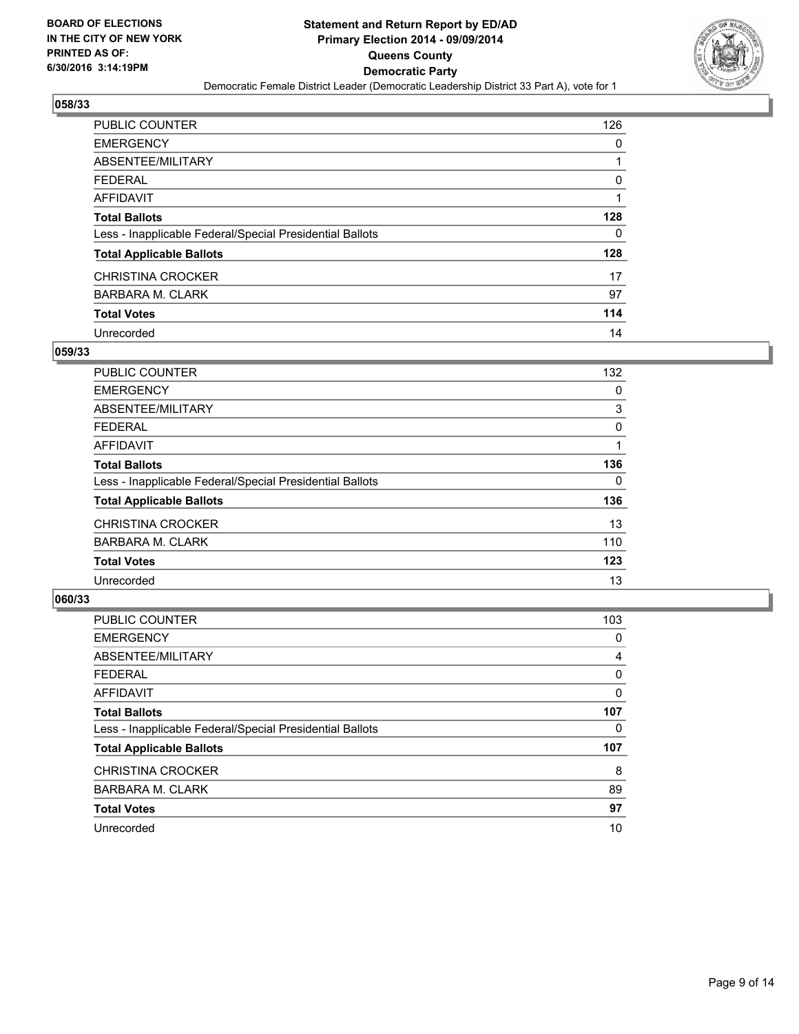BOARD OF ELECTIONS
IN THE CITY OF NEW YORK
PRINTED AS OF:
6/30/2016 3:14:19PM

**Statement and Return Report by ED/AD**
**Primary Election 2014 - 09/09/2014**
**Queens County**
**Democratic Party**
Democratic Female District Leader (Democratic Leadership District 33 Part A), vote for 1

### 058/33

| | |
|---|---|
| PUBLIC COUNTER | 126 |
| EMERGENCY | 0 |
| ABSENTEE/MILITARY | 1 |
| FEDERAL | 0 |
| AFFIDAVIT | 1 |
| **Total Ballots** | **128** |
| Less - Inapplicable Federal/Special Presidential Ballots | 0 |
| **Total Applicable Ballots** | **128** |
| CHRISTINA CROCKER | 17 |
| BARBARA M. CLARK | 97 |
| **Total Votes** | **114** |
| Unrecorded | 14 |

### 059/33

| | |
|---|---|
| PUBLIC COUNTER | 132 |
| EMERGENCY | 0 |
| ABSENTEE/MILITARY | 3 |
| FEDERAL | 0 |
| AFFIDAVIT | 1 |
| **Total Ballots** | **136** |
| Less - Inapplicable Federal/Special Presidential Ballots | 0 |
| **Total Applicable Ballots** | **136** |
| CHRISTINA CROCKER | 13 |
| BARBARA M. CLARK | 110 |
| **Total Votes** | **123** |
| Unrecorded | 13 |

### 060/33

| | |
|---|---|
| PUBLIC COUNTER | 103 |
| EMERGENCY | 0 |
| ABSENTEE/MILITARY | 4 |
| FEDERAL | 0 |
| AFFIDAVIT | 0 |
| **Total Ballots** | **107** |
| Less - Inapplicable Federal/Special Presidential Ballots | 0 |
| **Total Applicable Ballots** | **107** |
| CHRISTINA CROCKER | 8 |
| BARBARA M. CLARK | 89 |
| **Total Votes** | **97** |
| Unrecorded | 10 |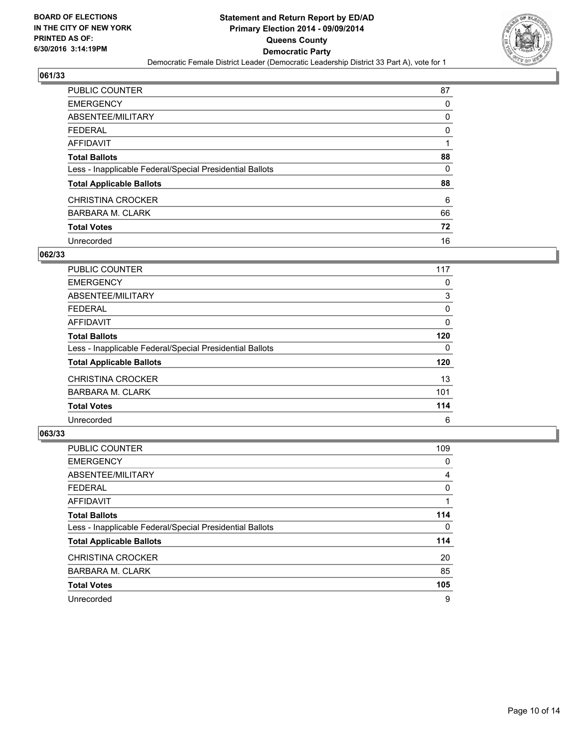**BOARD OF ELECTIONS IN THE CITY OF NEW YORK PRINTED AS OF: 6/30/2016 3:14:19PM**

**Statement and Return Report by ED/AD**
**Primary Election 2014 - 09/09/2014**
**Queens County**
**Democratic Party**
Democratic Female District Leader (Democratic Leadership District 33 Part A), vote for 1

## 061/33

| | |
|---|---|
| PUBLIC COUNTER | 87 |
| EMERGENCY | 0 |
| ABSENTEE/MILITARY | 0 |
| FEDERAL | 0 |
| AFFIDAVIT | 1 |
| **Total Ballots** | **88** |
| Less - Inapplicable Federal/Special Presidential Ballots | 0 |
| **Total Applicable Ballots** | **88** |
| CHRISTINA CROCKER | 6 |
| BARBARA M. CLARK | 66 |
| **Total Votes** | **72** |
| Unrecorded | 16 |

## 062/33

| | |
|---|---|
| PUBLIC COUNTER | 117 |
| EMERGENCY | 0 |
| ABSENTEE/MILITARY | 3 |
| FEDERAL | 0 |
| AFFIDAVIT | 0 |
| **Total Ballots** | **120** |
| Less - Inapplicable Federal/Special Presidential Ballots | 0 |
| **Total Applicable Ballots** | **120** |
| CHRISTINA CROCKER | 13 |
| BARBARA M. CLARK | 101 |
| **Total Votes** | **114** |
| Unrecorded | 6 |

## 063/33

| | |
|---|---|
| PUBLIC COUNTER | 109 |
| EMERGENCY | 0 |
| ABSENTEE/MILITARY | 4 |
| FEDERAL | 0 |
| AFFIDAVIT | 1 |
| **Total Ballots** | **114** |
| Less - Inapplicable Federal/Special Presidential Ballots | 0 |
| **Total Applicable Ballots** | **114** |
| CHRISTINA CROCKER | 20 |
| BARBARA M. CLARK | 85 |
| **Total Votes** | **105** |
| Unrecorded | 9 |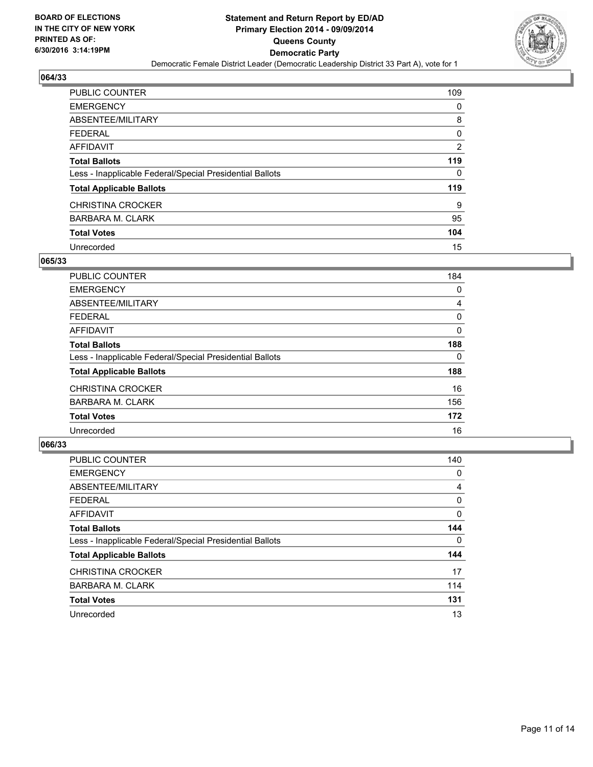**BOARD OF ELECTIONS**
**IN THE CITY OF NEW YORK**
**PRINTED AS OF:**
**6/30/2016 3:14:19PM**

# Statement and Return Report by ED/AD
## Primary Election 2014 - 09/09/2014
## Queens County
## Democratic Party
### Democratic Female District Leader (Democratic Leadership District 33 Part A), vote for 1

### 064/33

| | |
|---|---|
| PUBLIC COUNTER | 109 |
| EMERGENCY | 0 |
| ABSENTEE/MILITARY | 8 |
| FEDERAL | 0 |
| AFFIDAVIT | 2 |
| **Total Ballots** | **119** |
| Less - Inapplicable Federal/Special Presidential Ballots | 0 |
| **Total Applicable Ballots** | **119** |
| CHRISTINA CROCKER | 9 |
| BARBARA M. CLARK | 95 |
| **Total Votes** | **104** |
| Unrecorded | 15 |

### 065/33

| | |
|---|---|
| PUBLIC COUNTER | 184 |
| EMERGENCY | 0 |
| ABSENTEE/MILITARY | 4 |
| FEDERAL | 0 |
| AFFIDAVIT | 0 |
| **Total Ballots** | **188** |
| Less - Inapplicable Federal/Special Presidential Ballots | 0 |
| **Total Applicable Ballots** | **188** |
| CHRISTINA CROCKER | 16 |
| BARBARA M. CLARK | 156 |
| **Total Votes** | **172** |
| Unrecorded | 16 |

### 066/33

| | |
|---|---|
| PUBLIC COUNTER | 140 |
| EMERGENCY | 0 |
| ABSENTEE/MILITARY | 4 |
| FEDERAL | 0 |
| AFFIDAVIT | 0 |
| **Total Ballots** | **144** |
| Less - Inapplicable Federal/Special Presidential Ballots | 0 |
| **Total Applicable Ballots** | **144** |
| CHRISTINA CROCKER | 17 |
| BARBARA M. CLARK | 114 |
| **Total Votes** | **131** |
| Unrecorded | 13 |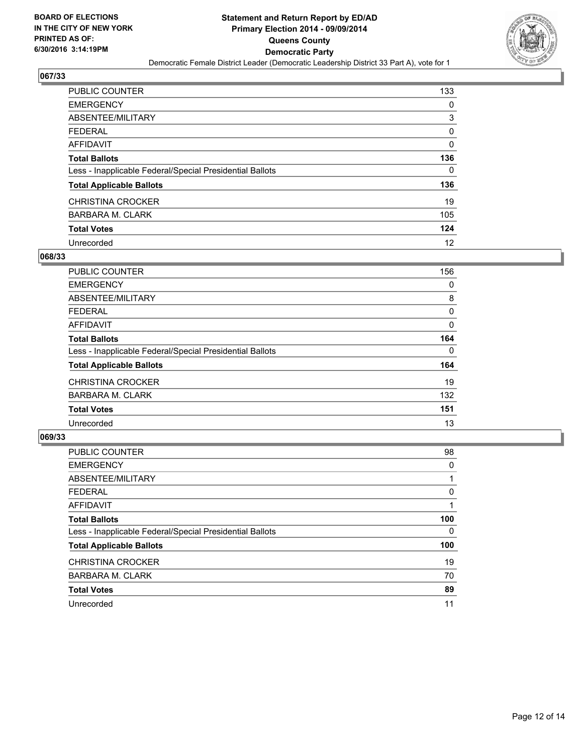**BOARD OF ELECTIONS IN THE CITY OF NEW YORK PRINTED AS OF: 6/30/2016 3:14:19PM**

**Statement and Return Report by ED/AD**
**Primary Election 2014 - 09/09/2014**
**Queens County**
**Democratic Party**
Democratic Female District Leader (Democratic Leadership District 33 Part A), vote for 1

## 067/33

| | |
|---|---|
| PUBLIC COUNTER | 133 |
| EMERGENCY | 0 |
| ABSENTEE/MILITARY | 3 |
| FEDERAL | 0 |
| AFFIDAVIT | 0 |
| **Total Ballots** | **136** |
| Less - Inapplicable Federal/Special Presidential Ballots | 0 |
| **Total Applicable Ballots** | **136** |
| CHRISTINA CROCKER | 19 |
| BARBARA M. CLARK | 105 |
| **Total Votes** | **124** |
| Unrecorded | 12 |

## 068/33

| | |
|---|---|
| PUBLIC COUNTER | 156 |
| EMERGENCY | 0 |
| ABSENTEE/MILITARY | 8 |
| FEDERAL | 0 |
| AFFIDAVIT | 0 |
| **Total Ballots** | **164** |
| Less - Inapplicable Federal/Special Presidential Ballots | 0 |
| **Total Applicable Ballots** | **164** |
| CHRISTINA CROCKER | 19 |
| BARBARA M. CLARK | 132 |
| **Total Votes** | **151** |
| Unrecorded | 13 |

## 069/33

| | |
|---|---|
| PUBLIC COUNTER | 98 |
| EMERGENCY | 0 |
| ABSENTEE/MILITARY | 1 |
| FEDERAL | 0 |
| AFFIDAVIT | 1 |
| **Total Ballots** | **100** |
| Less - Inapplicable Federal/Special Presidential Ballots | 0 |
| **Total Applicable Ballots** | **100** |
| CHRISTINA CROCKER | 19 |
| BARBARA M. CLARK | 70 |
| **Total Votes** | **89** |
| Unrecorded | 11 |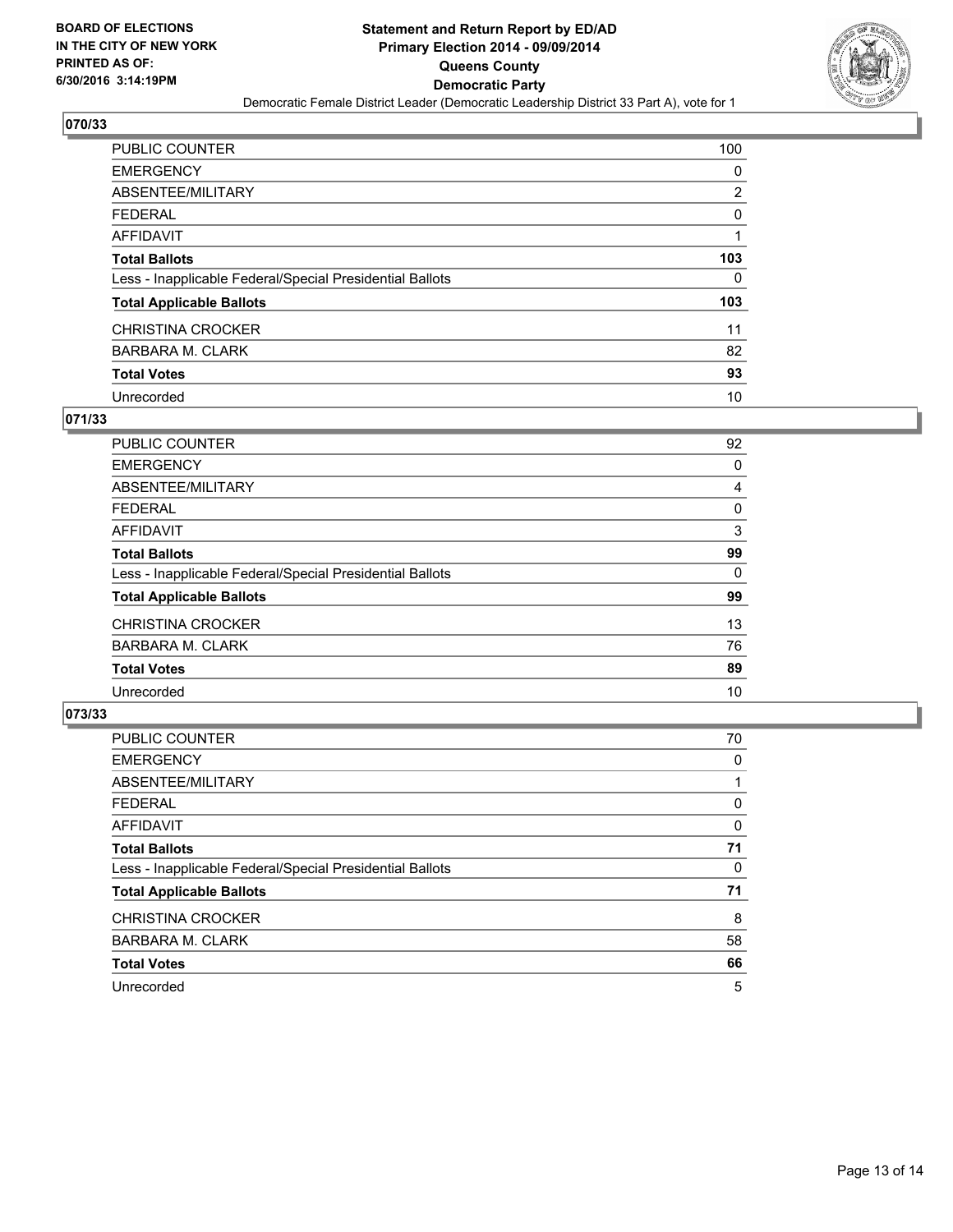**Statement and Return Report by ED/AD**
**Primary Election 2014 - 09/09/2014**
**Queens County**
**Democratic Party**
Democratic Female District Leader (Democratic Leadership District 33 Part A), vote for 1

BOARD OF ELECTIONS IN THE CITY OF NEW YORK
PRINTED AS OF: 6/30/2016 3:14:19PM

## 070/33

| | |
|---|---|
| PUBLIC COUNTER | 100 |
| EMERGENCY | 0 |
| ABSENTEE/MILITARY | 2 |
| FEDERAL | 0 |
| AFFIDAVIT | 1 |
| **Total Ballots** | **103** |
| Less - Inapplicable Federal/Special Presidential Ballots | 0 |
| **Total Applicable Ballots** | **103** |
| CHRISTINA CROCKER | 11 |
| BARBARA M. CLARK | 82 |
| **Total Votes** | **93** |
| Unrecorded | 10 |

## 071/33

| | |
|---|---|
| PUBLIC COUNTER | 92 |
| EMERGENCY | 0 |
| ABSENTEE/MILITARY | 4 |
| FEDERAL | 0 |
| AFFIDAVIT | 3 |
| **Total Ballots** | **99** |
| Less - Inapplicable Federal/Special Presidential Ballots | 0 |
| **Total Applicable Ballots** | **99** |
| CHRISTINA CROCKER | 13 |
| BARBARA M. CLARK | 76 |
| **Total Votes** | **89** |
| Unrecorded | 10 |

## 073/33

| | |
|---|---|
| PUBLIC COUNTER | 70 |
| EMERGENCY | 0 |
| ABSENTEE/MILITARY | 1 |
| FEDERAL | 0 |
| AFFIDAVIT | 0 |
| **Total Ballots** | **71** |
| Less - Inapplicable Federal/Special Presidential Ballots | 0 |
| **Total Applicable Ballots** | **71** |
| CHRISTINA CROCKER | 8 |
| BARBARA M. CLARK | 58 |
| **Total Votes** | **66** |
| Unrecorded | 5 |